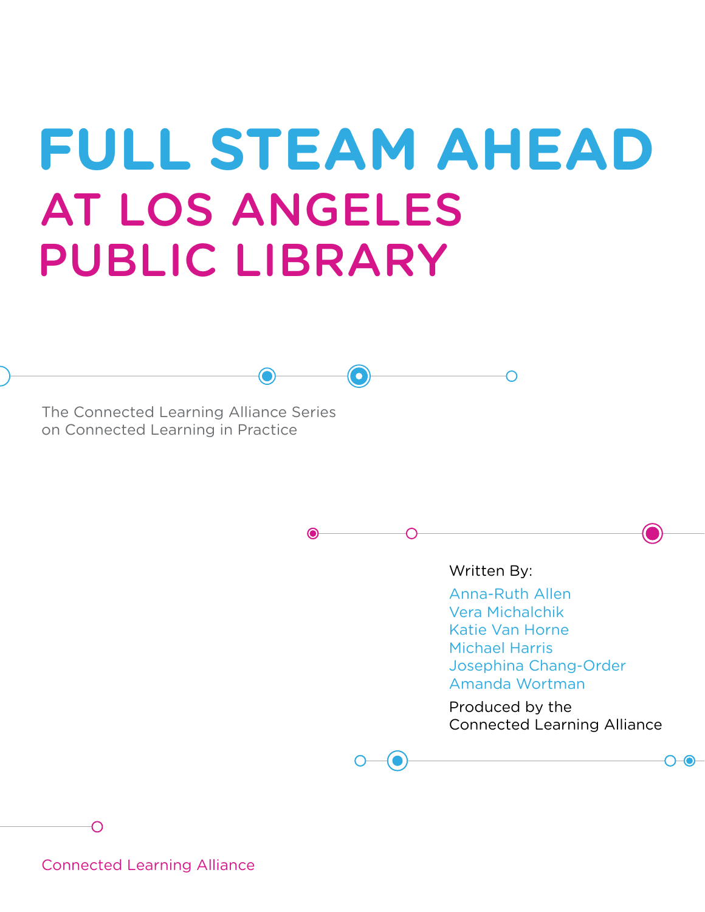# FULL STEAM AHEAD

## AT LOS ANGELES PUBLIC LIBRARY

The Connected Learning Alliance Series on Connected Learning in Practice

Written By:

Anna-Ruth Allen
Vera Michalchik
Katie Van Horne
Michael Harris
Josephina Chang-Order
Amanda Wortman

Produced by the Connected Learning Alliance

Connected Learning Alliance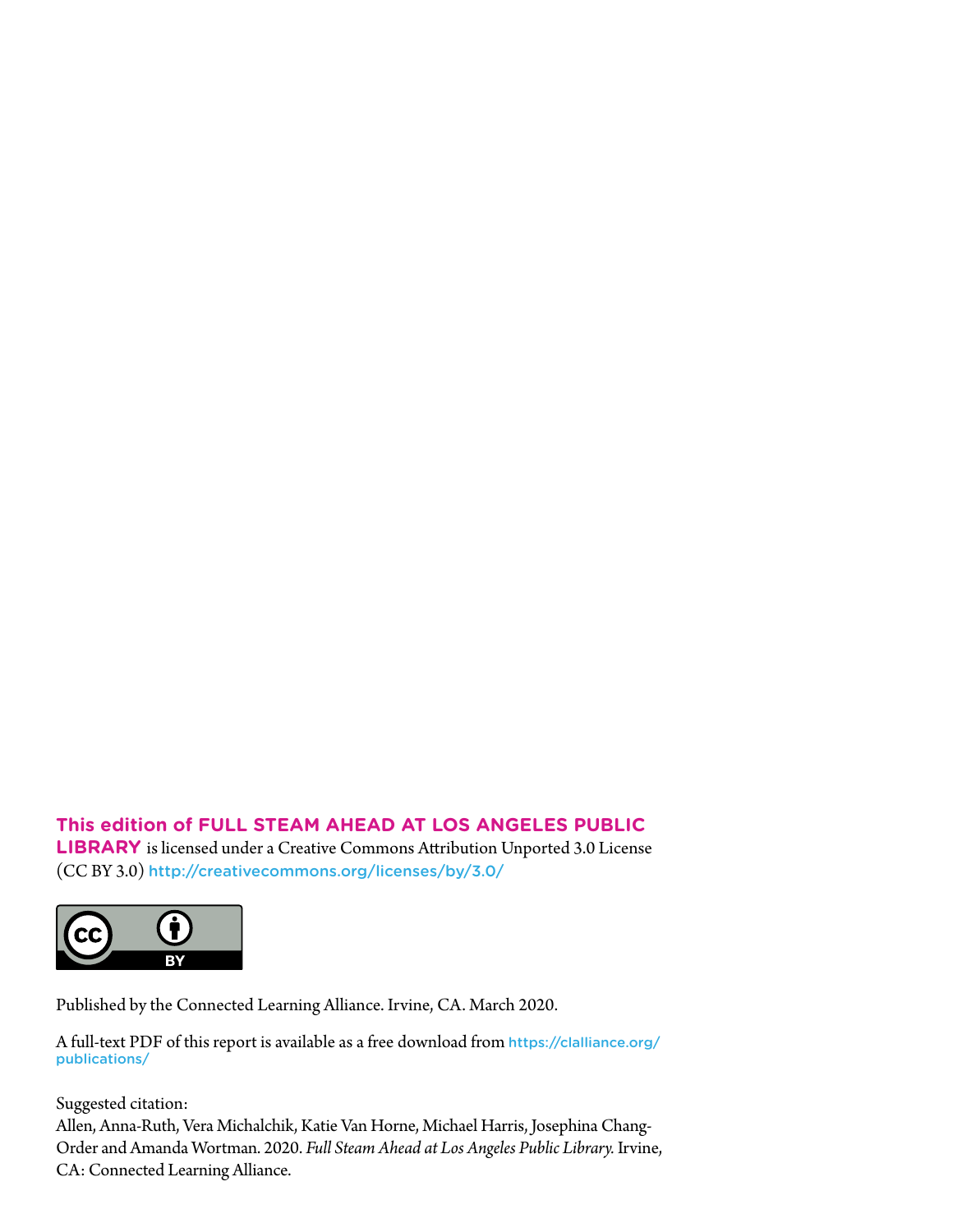**This edition of FULL STEAM AHEAD AT LOS ANGELES PUBLIC LIBRARY** is licensed under a Creative Commons Attribution Unported 3.0 License (CC BY 3.0) http://creativecommons.org/licenses/by/3.0/

Published by the Connected Learning Alliance. Irvine, CA. March 2020.

A full-text PDF of this report is available as a free download from https://clalliance.org/publications/

Suggested citation:
Allen, Anna-Ruth, Vera Michalchik, Katie Van Horne, Michael Harris, Josephina Chang-Order and Amanda Wortman. 2020. *Full Steam Ahead at Los Angeles Public Library.* Irvine, CA: Connected Learning Alliance.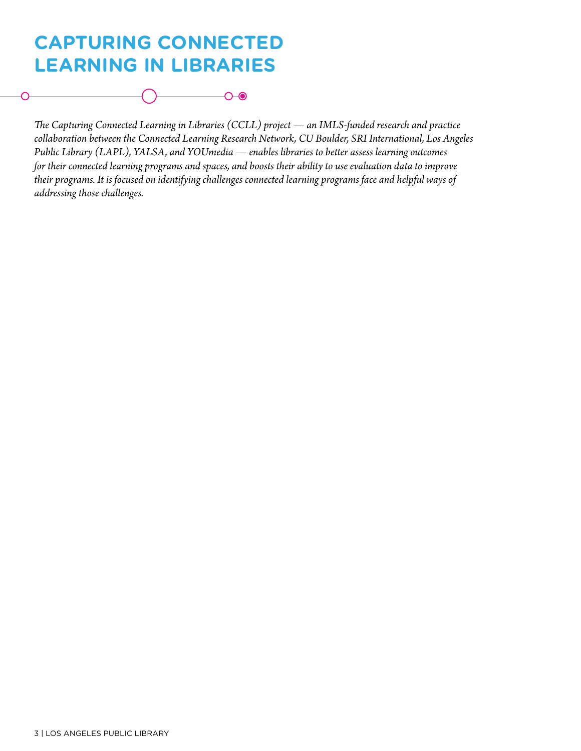# CAPTURING CONNECTED LEARNING IN LIBRARIES

*The Capturing Connected Learning in Libraries (CCLL) project — an IMLS-funded research and practice collaboration between the Connected Learning Research Network, CU Boulder, SRI International, Los Angeles Public Library (LAPL), YALSA, and YOUmedia — enables libraries to better assess learning outcomes for their connected learning programs and spaces, and boosts their ability to use evaluation data to improve their programs. It is focused on identifying challenges connected learning programs face and helpful ways of addressing those challenges.*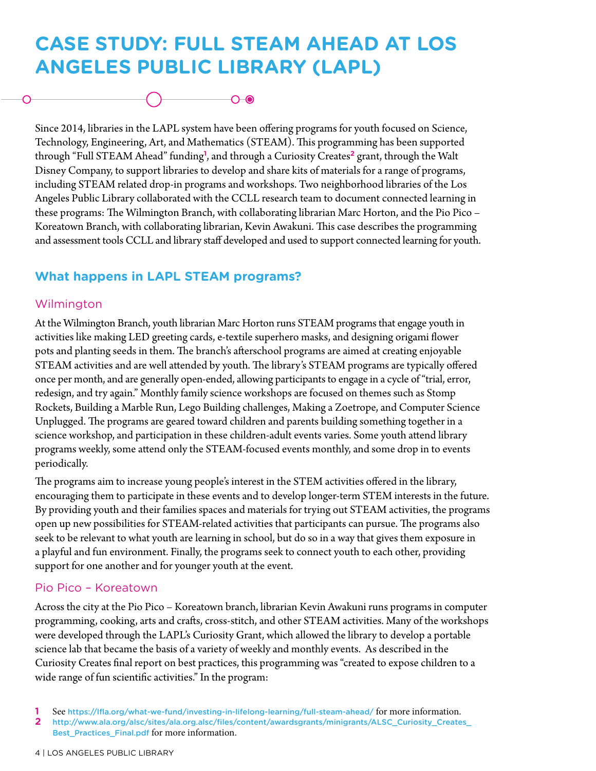# CASE STUDY: FULL STEAM AHEAD AT LOS ANGELES PUBLIC LIBRARY (LAPL)

Since 2014, libraries in the LAPL system have been offering programs for youth focused on Science, Technology, Engineering, Art, and Mathematics (STEAM). This programming has been supported through "Full STEAM Ahead" funding[1], and through a Curiosity Creates[2] grant, through the Walt Disney Company, to support libraries to develop and share kits of materials for a range of programs, including STEAM related drop-in programs and workshops. Two neighborhood libraries of the Los Angeles Public Library collaborated with the CCLL research team to document connected learning in these programs: The Wilmington Branch, with collaborating librarian Marc Horton, and the Pio Pico – Koreatown Branch, with collaborating librarian, Kevin Awakuni. This case describes the programming and assessment tools CCLL and library staff developed and used to support connected learning for youth.

## What happens in LAPL STEAM programs?

### Wilmington

At the Wilmington Branch, youth librarian Marc Horton runs STEAM programs that engage youth in activities like making LED greeting cards, e-textile superhero masks, and designing origami flower pots and planting seeds in them. The branch's afterschool programs are aimed at creating enjoyable STEAM activities and are well attended by youth. The library's STEAM programs are typically offered once per month, and are generally open-ended, allowing participants to engage in a cycle of "trial, error, redesign, and try again." Monthly family science workshops are focused on themes such as Stomp Rockets, Building a Marble Run, Lego Building challenges, Making a Zoetrope, and Computer Science Unplugged. The programs are geared toward children and parents building something together in a science workshop, and participation in these children-adult events varies. Some youth attend library programs weekly, some attend only the STEAM-focused events monthly, and some drop in to events periodically.

The programs aim to increase young people's interest in the STEM activities offered in the library, encouraging them to participate in these events and to develop longer-term STEM interests in the future. By providing youth and their families spaces and materials for trying out STEAM activities, the programs open up new possibilities for STEAM-related activities that participants can pursue. The programs also seek to be relevant to what youth are learning in school, but do so in a way that gives them exposure in a playful and fun environment. Finally, the programs seek to connect youth to each other, providing support for one another and for younger youth at the event.

### Pio Pico – Koreatown

Across the city at the Pio Pico – Koreatown branch, librarian Kevin Awakuni runs programs in computer programming, cooking, arts and crafts, cross-stitch, and other STEAM activities. Many of the workshops were developed through the LAPL's Curiosity Grant, which allowed the library to develop a portable science lab that became the basis of a variety of weekly and monthly events. As described in the Curiosity Creates final report on best practices, this programming was "created to expose children to a wide range of fun scientific activities." In the program:

---

1 See https://lfla.org/what-we-fund/investing-in-lifelong-learning/full-steam-ahead/ for more information.

2 http://www.ala.org/alsc/sites/ala.org.alsc/files/content/awardsgrants/minigrants/ALSC_Curiosity_Creates_Best_Practices_Final.pdf for more information.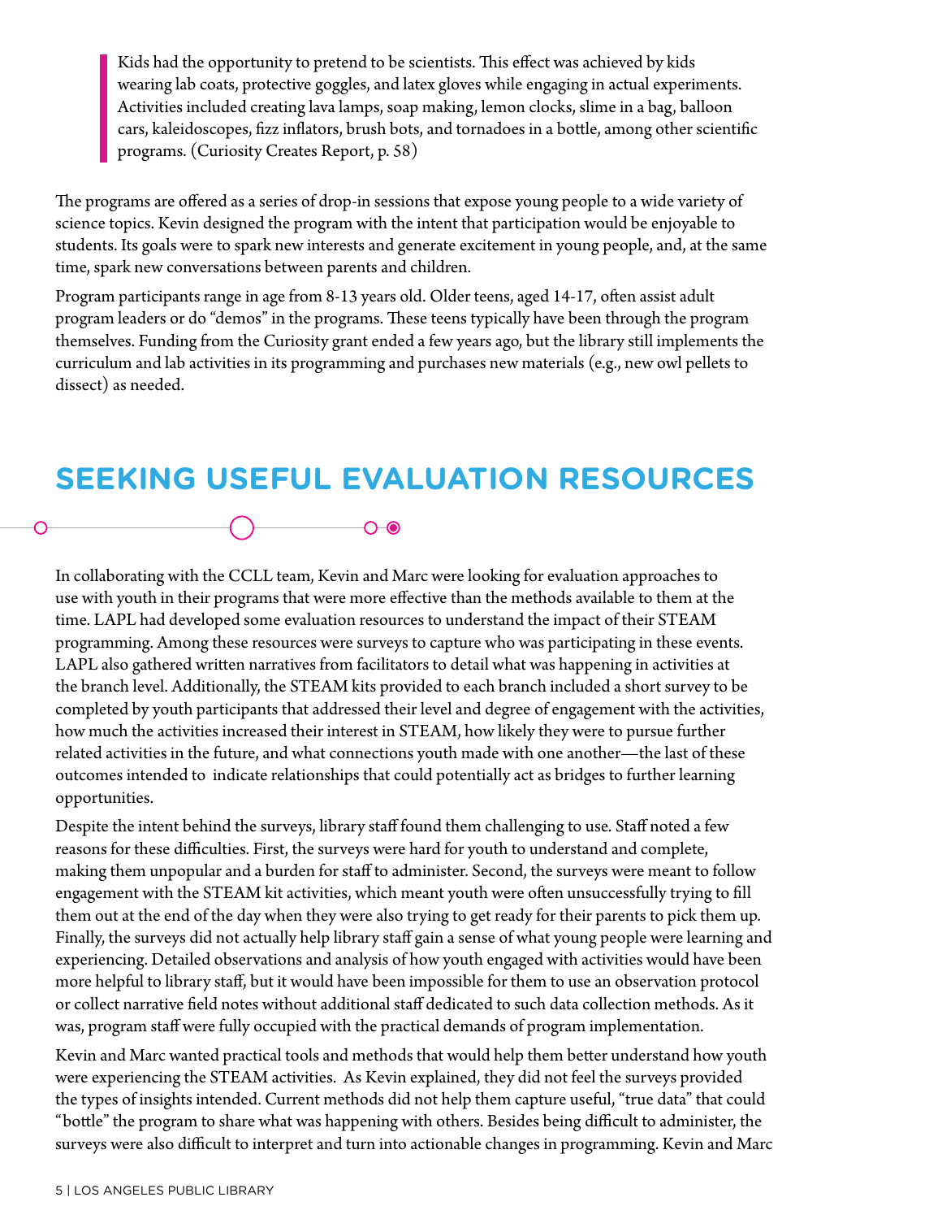> Kids had the opportunity to pretend to be scientists. This effect was achieved by kids wearing lab coats, protective goggles, and latex gloves while engaging in actual experiments. Activities included creating lava lamps, soap making, lemon clocks, slime in a bag, balloon cars, kaleidoscopes, fizz inflators, brush bots, and tornadoes in a bottle, among other scientific programs. (Curiosity Creates Report, p. 58)

The programs are offered as a series of drop-in sessions that expose young people to a wide variety of science topics. Kevin designed the program with the intent that participation would be enjoyable to students. Its goals were to spark new interests and generate excitement in young people, and, at the same time, spark new conversations between parents and children.

Program participants range in age from 8-13 years old. Older teens, aged 14-17, often assist adult program leaders or do "demos" in the programs. These teens typically have been through the program themselves. Funding from the Curiosity grant ended a few years ago, but the library still implements the curriculum and lab activities in its programming and purchases new materials (e.g., new owl pellets to dissect) as needed.

## SEEKING USEFUL EVALUATION RESOURCES

In collaborating with the CCLL team, Kevin and Marc were looking for evaluation approaches to use with youth in their programs that were more effective than the methods available to them at the time. LAPL had developed some evaluation resources to understand the impact of their STEAM programming. Among these resources were surveys to capture who was participating in these events. LAPL also gathered written narratives from facilitators to detail what was happening in activities at the branch level. Additionally, the STEAM kits provided to each branch included a short survey to be completed by youth participants that addressed their level and degree of engagement with the activities, how much the activities increased their interest in STEAM, how likely they were to pursue further related activities in the future, and what connections youth made with one another—the last of these outcomes intended to indicate relationships that could potentially act as bridges to further learning opportunities.

Despite the intent behind the surveys, library staff found them challenging to use. Staff noted a few reasons for these difficulties. First, the surveys were hard for youth to understand and complete, making them unpopular and a burden for staff to administer. Second, the surveys were meant to follow engagement with the STEAM kit activities, which meant youth were often unsuccessfully trying to fill them out at the end of the day when they were also trying to get ready for their parents to pick them up. Finally, the surveys did not actually help library staff gain a sense of what young people were learning and experiencing. Detailed observations and analysis of how youth engaged with activities would have been more helpful to library staff, but it would have been impossible for them to use an observation protocol or collect narrative field notes without additional staff dedicated to such data collection methods. As it was, program staff were fully occupied with the practical demands of program implementation.

Kevin and Marc wanted practical tools and methods that would help them better understand how youth were experiencing the STEAM activities. As Kevin explained, they did not feel the surveys provided the types of insights intended. Current methods did not help them capture useful, "true data" that could "bottle" the program to share what was happening with others. Besides being difficult to administer, the surveys were also difficult to interpret and turn into actionable changes in programming. Kevin and Marc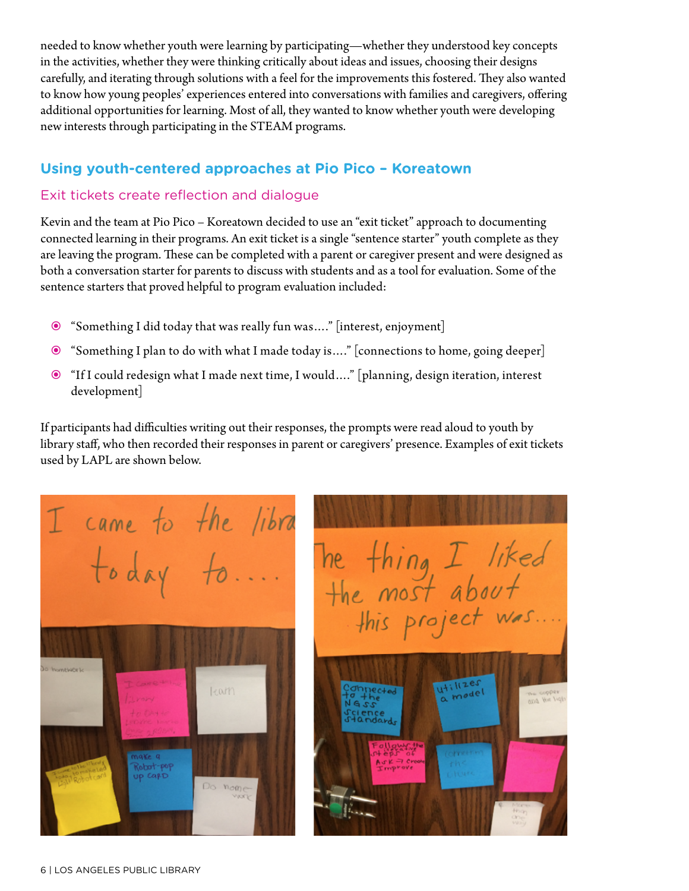needed to know whether youth were learning by participating—whether they understood key concepts in the activities, whether they were thinking critically about ideas and issues, choosing their designs carefully, and iterating through solutions with a feel for the improvements this fostered. They also wanted to know how young peoples' experiences entered into conversations with families and caregivers, offering additional opportunities for learning. Most of all, they wanted to know whether youth were developing new interests through participating in the STEAM programs.

## Using youth-centered approaches at Pio Pico – Koreatown

### Exit tickets create reflection and dialogue

Kevin and the team at Pio Pico – Koreatown decided to use an "exit ticket" approach to documenting connected learning in their programs. An exit ticket is a single "sentence starter" youth complete as they are leaving the program. These can be completed with a parent or caregiver present and were designed as both a conversation starter for parents to discuss with students and as a tool for evaluation. Some of the sentence starters that proved helpful to program evaluation included:

- "Something I did today that was really fun was...." [interest, enjoyment]
- "Something I plan to do with what I made today is...." [connections to home, going deeper]
- "If I could redesign what I made next time, I would...." [planning, design iteration, interest development]

If participants had difficulties writing out their responses, the prompts were read aloud to youth by library staff, who then recorded their responses in parent or caregivers' presence. Examples of exit tickets used by LAPL are shown below.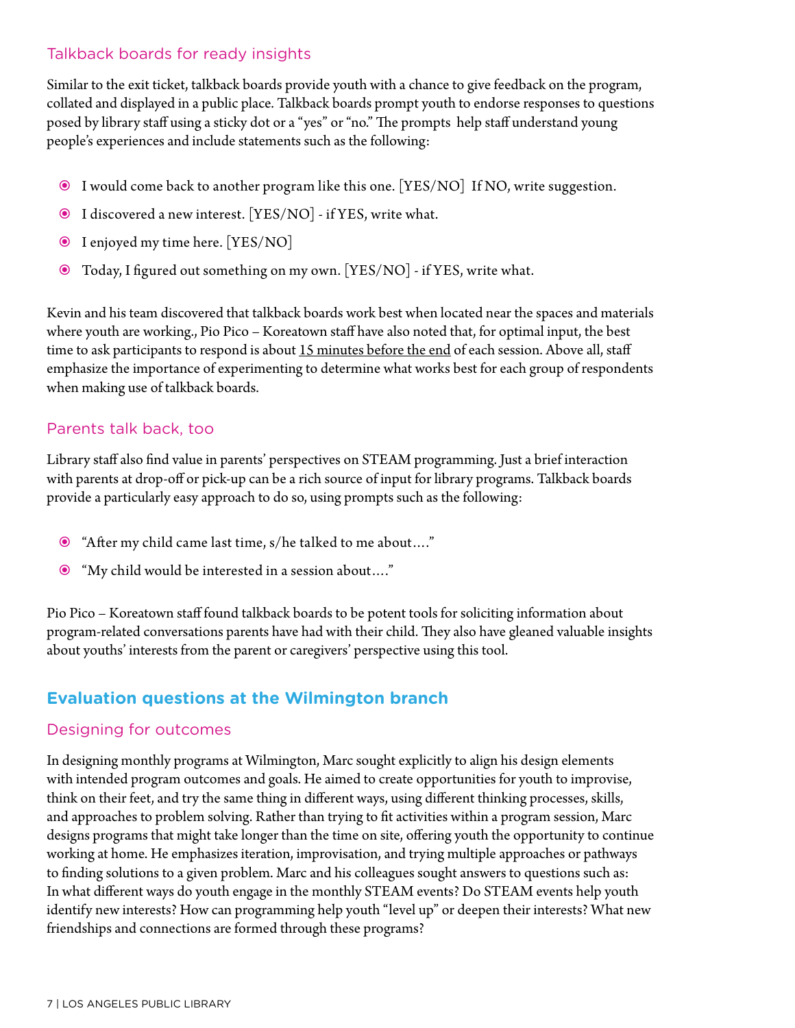### Talkback boards for ready insights

Similar to the exit ticket, talkback boards provide youth with a chance to give feedback on the program, collated and displayed in a public place. Talkback boards prompt youth to endorse responses to questions posed by library staff using a sticky dot or a "yes" or "no." The prompts help staff understand young people's experiences and include statements such as the following:

- I would come back to another program like this one. [YES/NO] If NO, write suggestion.
- I discovered a new interest. [YES/NO] - if YES, write what.
- I enjoyed my time here. [YES/NO]
- Today, I figured out something on my own. [YES/NO] - if YES, write what.

Kevin and his team discovered that talkback boards work best when located near the spaces and materials where youth are working., Pio Pico – Koreatown staff have also noted that, for optimal input, the best time to ask participants to respond is about 15 minutes before the end of each session. Above all, staff emphasize the importance of experimenting to determine what works best for each group of respondents when making use of talkback boards.

### Parents talk back, too

Library staff also find value in parents' perspectives on STEAM programming. Just a brief interaction with parents at drop-off or pick-up can be a rich source of input for library programs. Talkback boards provide a particularly easy approach to do so, using prompts such as the following:

- "After my child came last time, s/he talked to me about…."
- "My child would be interested in a session about…."

Pio Pico – Koreatown staff found talkback boards to be potent tools for soliciting information about program-related conversations parents have had with their child. They also have gleaned valuable insights about youths' interests from the parent or caregivers' perspective using this tool.

## Evaluation questions at the Wilmington branch

### Designing for outcomes

In designing monthly programs at Wilmington, Marc sought explicitly to align his design elements with intended program outcomes and goals. He aimed to create opportunities for youth to improvise, think on their feet, and try the same thing in different ways, using different thinking processes, skills, and approaches to problem solving. Rather than trying to fit activities within a program session, Marc designs programs that might take longer than the time on site, offering youth the opportunity to continue working at home. He emphasizes iteration, improvisation, and trying multiple approaches or pathways to finding solutions to a given problem. Marc and his colleagues sought answers to questions such as: In what different ways do youth engage in the monthly STEAM events? Do STEAM events help youth identify new interests? How can programming help youth "level up" or deepen their interests? What new friendships and connections are formed through these programs?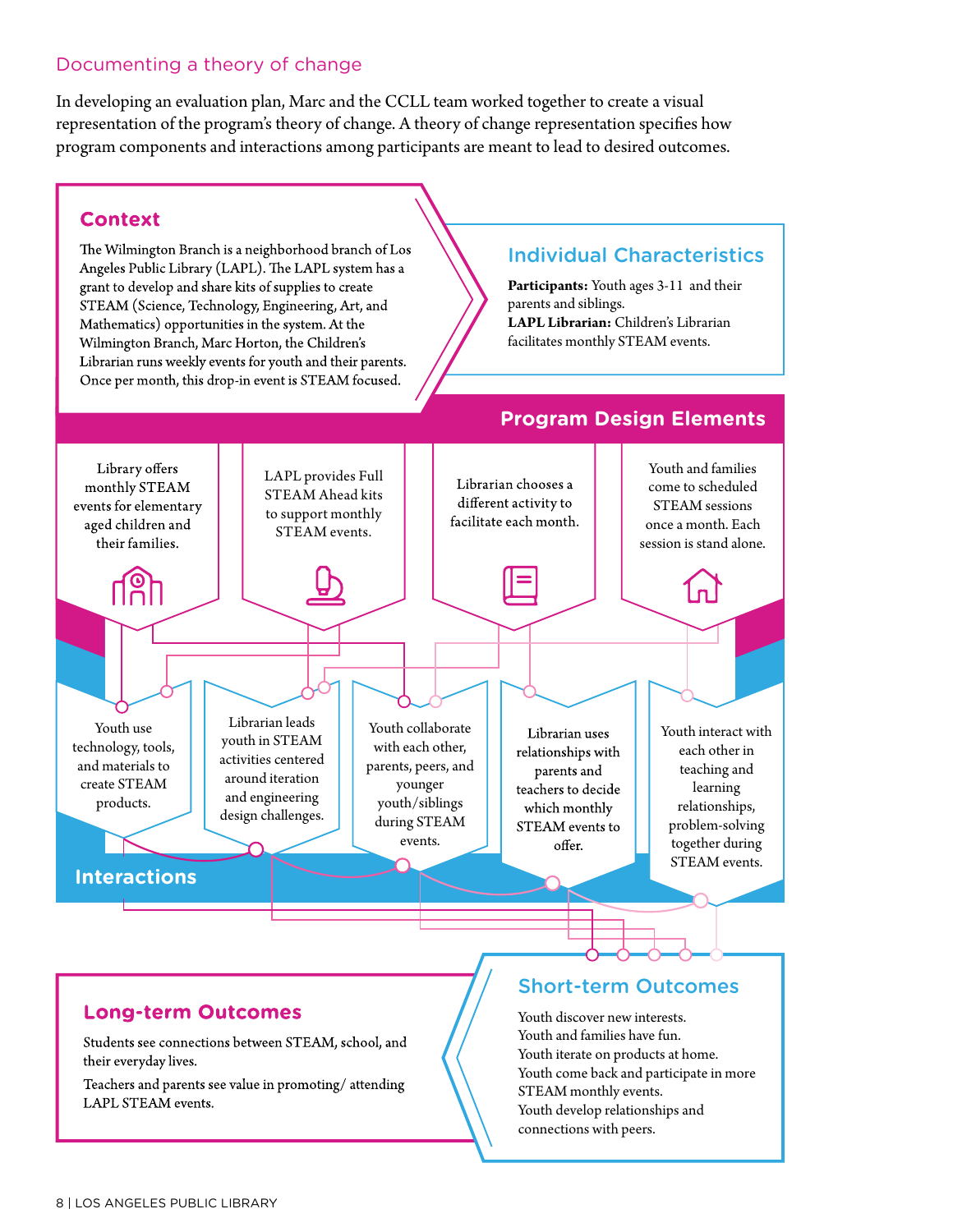## Documenting a theory of change

In developing an evaluation plan, Marc and the CCLL team worked together to create a visual representation of the program's theory of change. A theory of change representation specifies how program components and interactions among participants are meant to lead to desired outcomes.

### Context

The Wilmington Branch is a neighborhood branch of Los Angeles Public Library (LAPL). The LAPL system has a grant to develop and share kits of supplies to create STEAM (Science, Technology, Engineering, Art, and Mathematics) opportunities in the system. At the Wilmington Branch, Marc Horton, the Children's Librarian runs weekly events for youth and their parents. Once per month, this drop-in event is STEAM focused.

### Individual Characteristics

**Participants:** Youth ages 3-11 and their parents and siblings.
**LAPL Librarian:** Children's Librarian facilitates monthly STEAM events.

### Program Design Elements

- Library offers monthly STEAM events for elementary aged children and their families.
- LAPL provides Full STEAM Ahead kits to support monthly STEAM events.
- Librarian chooses a different activity to facilitate each month.
- Youth and families come to scheduled STEAM sessions once a month. Each session is stand alone.

### Interactions

- Youth use technology, tools, and materials to create STEAM products.
- Librarian leads youth in STEAM activities centered around iteration and engineering design challenges.
- Youth collaborate with each other, parents, peers, and younger youth/siblings during STEAM events.
- Librarian uses relationships with parents and teachers to decide which monthly STEAM events to offer.
- Youth interact with each other in teaching and learning relationships, problem-solving together during STEAM events.

### Short-term Outcomes

Youth discover new interests.
Youth and families have fun.
Youth iterate on products at home.
Youth come back and participate in more STEAM monthly events.
Youth develop relationships and connections with peers.

### Long-term Outcomes

Students see connections between STEAM, school, and their everyday lives.

Teachers and parents see value in promoting/ attending LAPL STEAM events.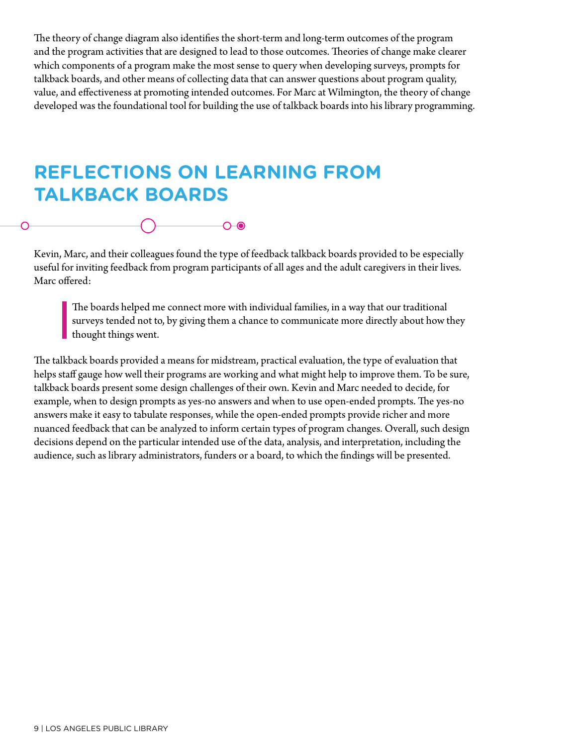The theory of change diagram also identifies the short-term and long-term outcomes of the program and the program activities that are designed to lead to those outcomes. Theories of change make clearer which components of a program make the most sense to query when developing surveys, prompts for talkback boards, and other means of collecting data that can answer questions about program quality, value, and effectiveness at promoting intended outcomes. For Marc at Wilmington, the theory of change developed was the foundational tool for building the use of talkback boards into his library programming.

## REFLECTIONS ON LEARNING FROM TALKBACK BOARDS

Kevin, Marc, and their colleagues found the type of feedback talkback boards provided to be especially useful for inviting feedback from program participants of all ages and the adult caregivers in their lives. Marc offered:

> The boards helped me connect more with individual families, in a way that our traditional surveys tended not to, by giving them a chance to communicate more directly about how they thought things went.

The talkback boards provided a means for midstream, practical evaluation, the type of evaluation that helps staff gauge how well their programs are working and what might help to improve them. To be sure, talkback boards present some design challenges of their own. Kevin and Marc needed to decide, for example, when to design prompts as yes-no answers and when to use open-ended prompts. The yes-no answers make it easy to tabulate responses, while the open-ended prompts provide richer and more nuanced feedback that can be analyzed to inform certain types of program changes. Overall, such design decisions depend on the particular intended use of the data, analysis, and interpretation, including the audience, such as library administrators, funders or a board, to which the findings will be presented.